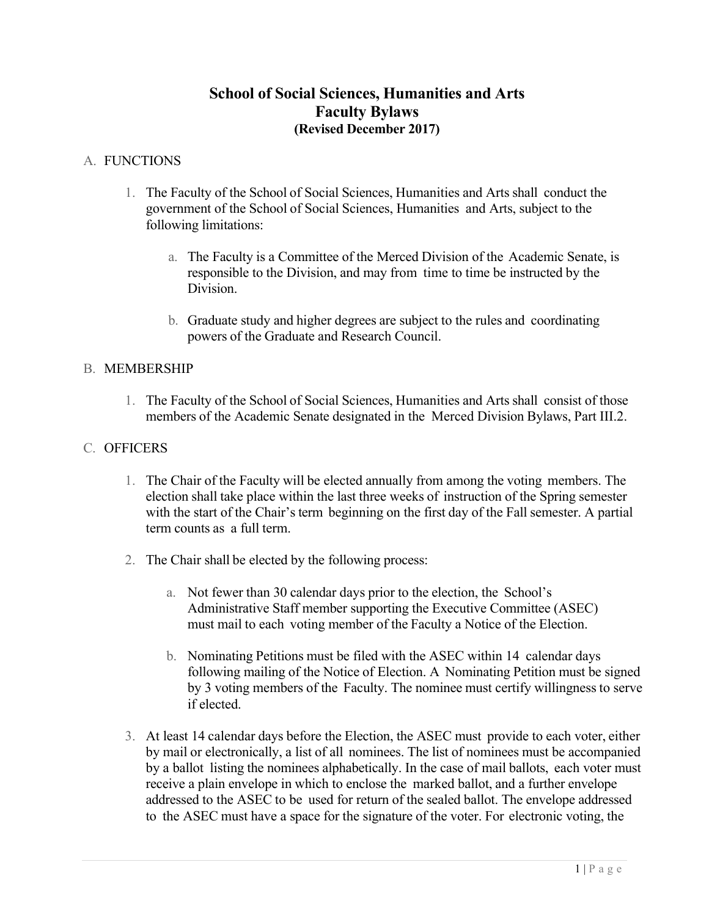# School of Social Sciences, Humanities and Arts
# Faculty Bylaws
**(Revised December 2017)**

A. FUNCTIONS

1. The Faculty of the School of Social Sciences, Humanities and Arts shall conduct the government of the School of Social Sciences, Humanities and Arts, subject to the following limitations:

    a. The Faculty is a Committee of the Merced Division of the Academic Senate, is responsible to the Division, and may from time to time be instructed by the Division.

    b. Graduate study and higher degrees are subject to the rules and coordinating powers of the Graduate and Research Council.

B. MEMBERSHIP

1. The Faculty of the School of Social Sciences, Humanities and Arts shall consist of those members of the Academic Senate designated in the Merced Division Bylaws, Part III.2.

C. OFFICERS

1. The Chair of the Faculty will be elected annually from among the voting members. The election shall take place within the last three weeks of instruction of the Spring semester with the start of the Chair's term beginning on the first day of the Fall semester. A partial term counts as a full term.

2. The Chair shall be elected by the following process:

    a. Not fewer than 30 calendar days prior to the election, the School's Administrative Staff member supporting the Executive Committee (ASEC) must mail to each voting member of the Faculty a Notice of the Election.

    b. Nominating Petitions must be filed with the ASEC within 14 calendar days following mailing of the Notice of Election. A Nominating Petition must be signed by 3 voting members of the Faculty. The nominee must certify willingness to serve if elected.

3. At least 14 calendar days before the Election, the ASEC must provide to each voter, either by mail or electronically, a list of all nominees. The list of nominees must be accompanied by a ballot listing the nominees alphabetically. In the case of mail ballots, each voter must receive a plain envelope in which to enclose the marked ballot, and a further envelope addressed to the ASEC to be used for return of the sealed ballot. The envelope addressed to the ASEC must have a space for the signature of the voter. For electronic voting, the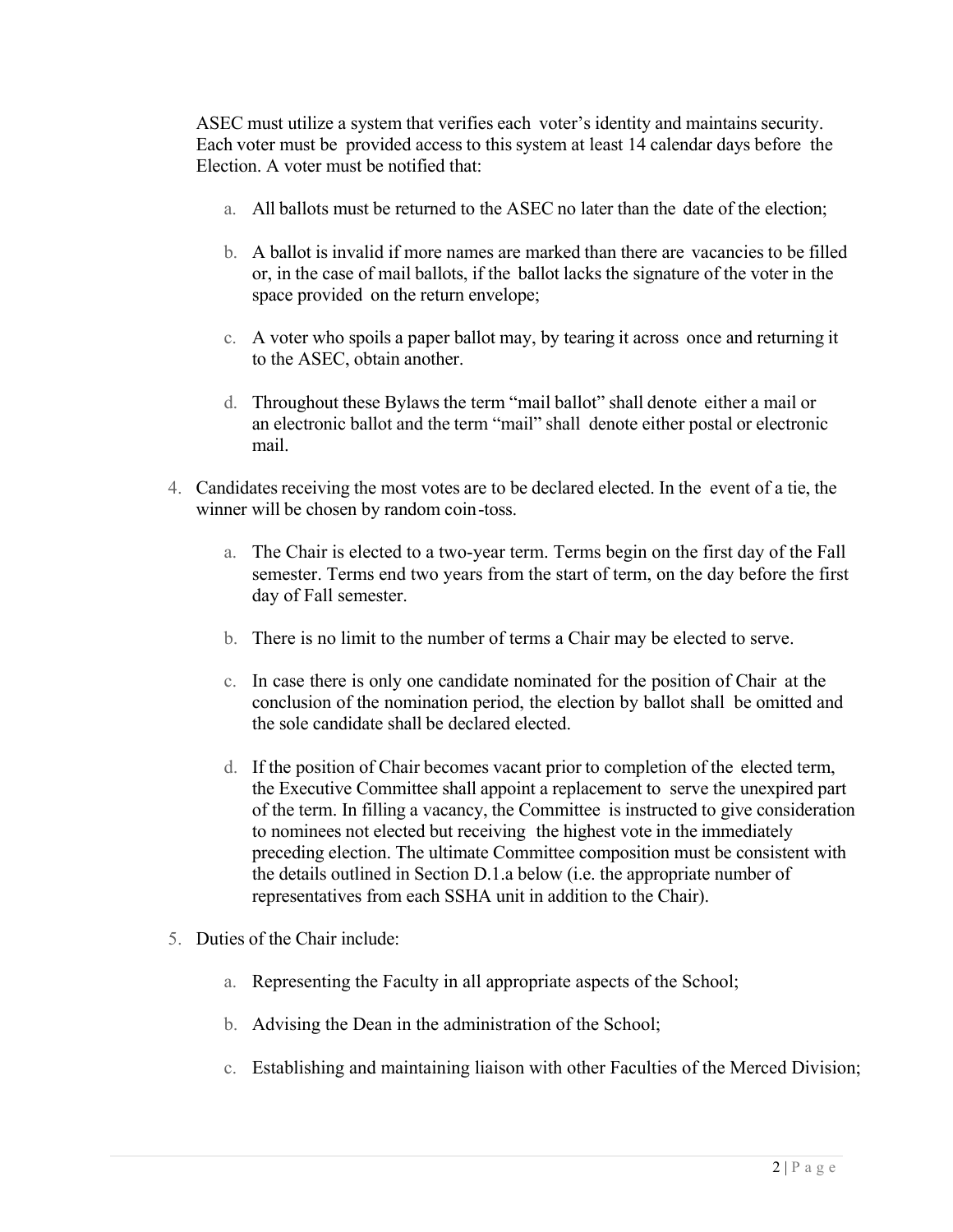ASEC must utilize a system that verifies each voter's identity and maintains security. Each voter must be provided access to this system at least 14 calendar days before the Election. A voter must be notified that:

a. All ballots must be returned to the ASEC no later than the date of the election;

b. A ballot is invalid if more names are marked than there are vacancies to be filled or, in the case of mail ballots, if the ballot lacks the signature of the voter in the space provided on the return envelope;

c. A voter who spoils a paper ballot may, by tearing it across once and returning it to the ASEC, obtain another.

d. Throughout these Bylaws the term "mail ballot" shall denote either a mail or an electronic ballot and the term "mail" shall denote either postal or electronic mail.

4. Candidates receiving the most votes are to be declared elected. In the event of a tie, the winner will be chosen by random coin-toss.

   a. The Chair is elected to a two-year term. Terms begin on the first day of the Fall semester. Terms end two years from the start of term, on the day before the first day of Fall semester.

   b. There is no limit to the number of terms a Chair may be elected to serve.

   c. In case there is only one candidate nominated for the position of Chair at the conclusion of the nomination period, the election by ballot shall be omitted and the sole candidate shall be declared elected.

   d. If the position of Chair becomes vacant prior to completion of the elected term, the Executive Committee shall appoint a replacement to serve the unexpired part of the term. In filling a vacancy, the Committee is instructed to give consideration to nominees not elected but receiving the highest vote in the immediately preceding election. The ultimate Committee composition must be consistent with the details outlined in Section D.1.a below (i.e. the appropriate number of representatives from each SSHA unit in addition to the Chair).

5. Duties of the Chair include:

   a. Representing the Faculty in all appropriate aspects of the School;

   b. Advising the Dean in the administration of the School;

   c. Establishing and maintaining liaison with other Faculties of the Merced Division;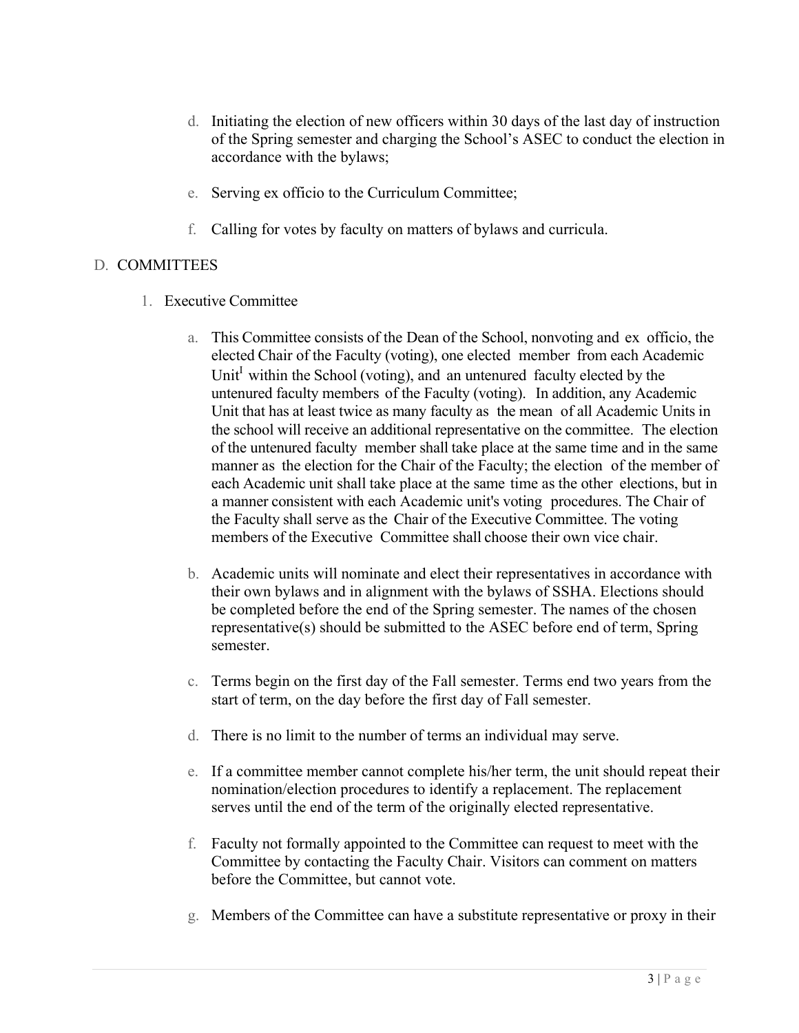d. Initiating the election of new officers within 30 days of the last day of instruction of the Spring semester and charging the School's ASEC to conduct the election in accordance with the bylaws;

e. Serving ex officio to the Curriculum Committee;

f. Calling for votes by faculty on matters of bylaws and curricula.

## D. COMMITTEES

### 1. Executive Committee

a. This Committee consists of the Dean of the School, nonvoting and ex officio, the elected Chair of the Faculty (voting), one elected member from each Academic Unit[I] within the School (voting), and an untenured faculty elected by the untenured faculty members of the Faculty (voting). In addition, any Academic Unit that has at least twice as many faculty as the mean of all Academic Units in the school will receive an additional representative on the committee. The election of the untenured faculty member shall take place at the same time and in the same manner as the election for the Chair of the Faculty; the election of the member of each Academic unit shall take place at the same time as the other elections, but in a manner consistent with each Academic unit's voting procedures. The Chair of the Faculty shall serve as the Chair of the Executive Committee. The voting members of the Executive Committee shall choose their own vice chair.

b. Academic units will nominate and elect their representatives in accordance with their own bylaws and in alignment with the bylaws of SSHA. Elections should be completed before the end of the Spring semester. The names of the chosen representative(s) should be submitted to the ASEC before end of term, Spring semester.

c. Terms begin on the first day of the Fall semester. Terms end two years from the start of term, on the day before the first day of Fall semester.

d. There is no limit to the number of terms an individual may serve.

e. If a committee member cannot complete his/her term, the unit should repeat their nomination/election procedures to identify a replacement. The replacement serves until the end of the term of the originally elected representative.

f. Faculty not formally appointed to the Committee can request to meet with the Committee by contacting the Faculty Chair. Visitors can comment on matters before the Committee, but cannot vote.

g. Members of the Committee can have a substitute representative or proxy in their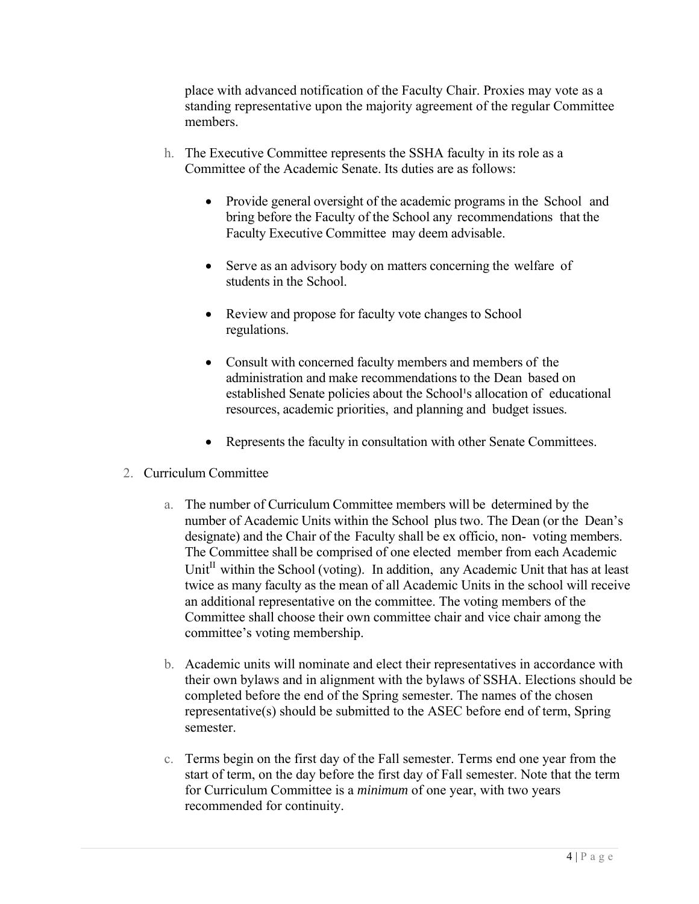place with advanced notification of the Faculty Chair. Proxies may vote as a standing representative upon the majority agreement of the regular Committee members.

h. The Executive Committee represents the SSHA faculty in its role as a Committee of the Academic Senate. Its duties are as follows:

    - Provide general oversight of the academic programs in the School and bring before the Faculty of the School any recommendations that the Faculty Executive Committee may deem advisable.
    - Serve as an advisory body on matters concerning the welfare of students in the School.
    - Review and propose for faculty vote changes to School regulations.
    - Consult with concerned faculty members and members of the administration and make recommendations to the Dean based on established Senate policies about the School's allocation of educational resources, academic priorities, and planning and budget issues.
    - Represents the faculty in consultation with other Senate Committees.

2. Curriculum Committee

    a. The number of Curriculum Committee members will be determined by the number of Academic Units within the School plus two. The Dean (or the Dean's designate) and the Chair of the Faculty shall be ex officio, non- voting members. The Committee shall be comprised of one elected member from each Academic Unit[II] within the School (voting). In addition, any Academic Unit that has at least twice as many faculty as the mean of all Academic Units in the school will receive an additional representative on the committee. The voting members of the Committee shall choose their own committee chair and vice chair among the committee's voting membership.

    b. Academic units will nominate and elect their representatives in accordance with their own bylaws and in alignment with the bylaws of SSHA. Elections should be completed before the end of the Spring semester. The names of the chosen representative(s) should be submitted to the ASEC before end of term, Spring semester.

    c. Terms begin on the first day of the Fall semester. Terms end one year from the start of term, on the day before the first day of Fall semester. Note that the term for Curriculum Committee is a *minimum* of one year, with two years recommended for continuity.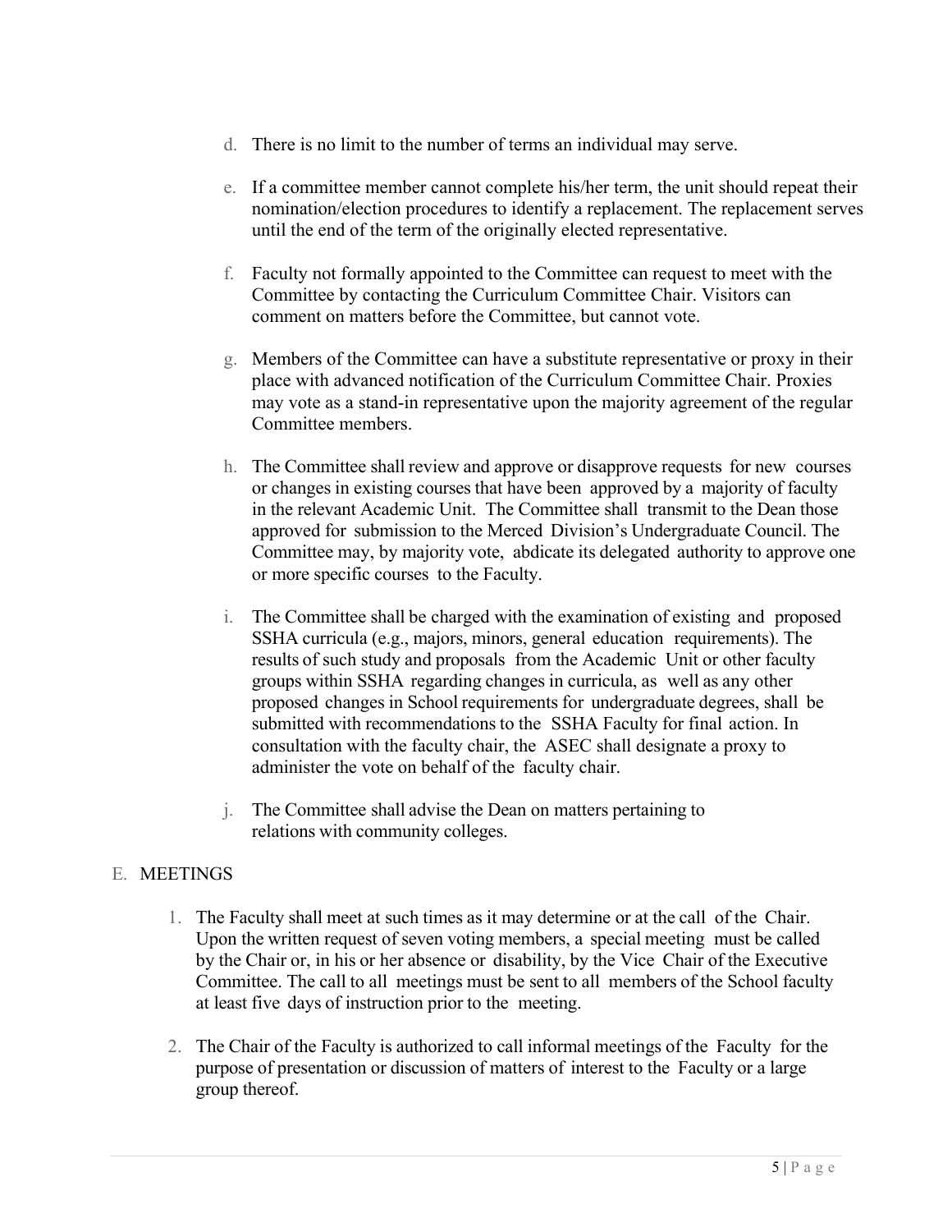d. There is no limit to the number of terms an individual may serve.

e. If a committee member cannot complete his/her term, the unit should repeat their nomination/election procedures to identify a replacement. The replacement serves until the end of the term of the originally elected representative.

f. Faculty not formally appointed to the Committee can request to meet with the Committee by contacting the Curriculum Committee Chair. Visitors can comment on matters before the Committee, but cannot vote.

g. Members of the Committee can have a substitute representative or proxy in their place with advanced notification of the Curriculum Committee Chair. Proxies may vote as a stand-in representative upon the majority agreement of the regular Committee members.

h. The Committee shall review and approve or disapprove requests for new courses or changes in existing courses that have been approved by a majority of faculty in the relevant Academic Unit. The Committee shall transmit to the Dean those approved for submission to the Merced Division's Undergraduate Council. The Committee may, by majority vote, abdicate its delegated authority to approve one or more specific courses to the Faculty.

i. The Committee shall be charged with the examination of existing and proposed SSHA curricula (e.g., majors, minors, general education requirements). The results of such study and proposals from the Academic Unit or other faculty groups within SSHA regarding changes in curricula, as well as any other proposed changes in School requirements for undergraduate degrees, shall be submitted with recommendations to the SSHA Faculty for final action. In consultation with the faculty chair, the ASEC shall designate a proxy to administer the vote on behalf of the faculty chair.

j. The Committee shall advise the Dean on matters pertaining to relations with community colleges.

## E. MEETINGS

1. The Faculty shall meet at such times as it may determine or at the call of the Chair. Upon the written request of seven voting members, a special meeting must be called by the Chair or, in his or her absence or disability, by the Vice Chair of the Executive Committee. The call to all meetings must be sent to all members of the School faculty at least five days of instruction prior to the meeting.

2. The Chair of the Faculty is authorized to call informal meetings of the Faculty for the purpose of presentation or discussion of matters of interest to the Faculty or a large group thereof.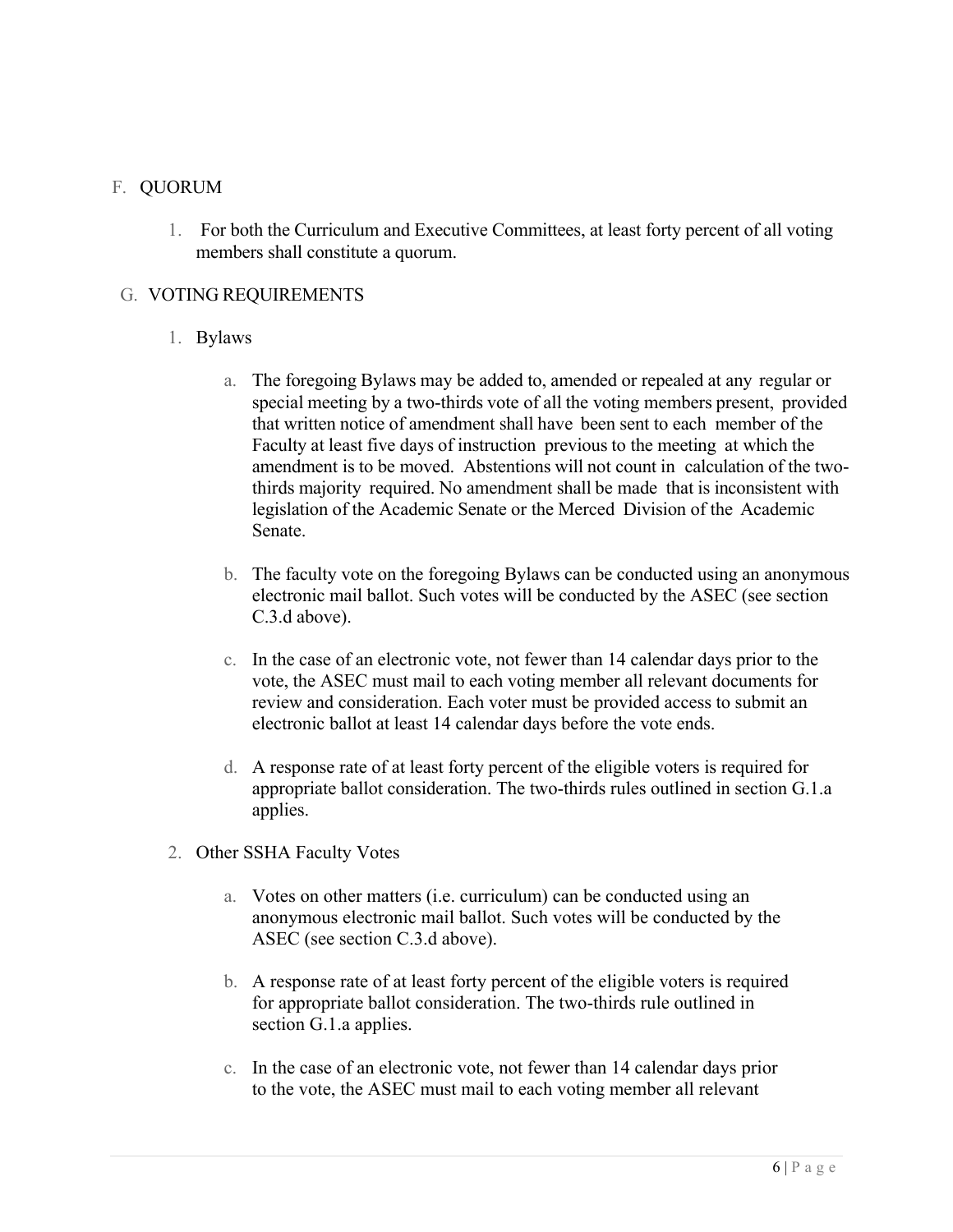F. QUORUM

1. For both the Curriculum and Executive Committees, at least forty percent of all voting members shall constitute a quorum.

G. VOTING REQUIREMENTS

1. Bylaws

    a. The foregoing Bylaws may be added to, amended or repealed at any regular or special meeting by a two-thirds vote of all the voting members present, provided that written notice of amendment shall have been sent to each member of the Faculty at least five days of instruction previous to the meeting at which the amendment is to be moved. Abstentions will not count in calculation of the two-thirds majority required. No amendment shall be made that is inconsistent with legislation of the Academic Senate or the Merced Division of the Academic Senate.

    b. The faculty vote on the foregoing Bylaws can be conducted using an anonymous electronic mail ballot. Such votes will be conducted by the ASEC (see section C.3.d above).

    c. In the case of an electronic vote, not fewer than 14 calendar days prior to the vote, the ASEC must mail to each voting member all relevant documents for review and consideration. Each voter must be provided access to submit an electronic ballot at least 14 calendar days before the vote ends.

    d. A response rate of at least forty percent of the eligible voters is required for appropriate ballot consideration. The two-thirds rules outlined in section G.1.a applies.

2. Other SSHA Faculty Votes

    a. Votes on other matters (i.e. curriculum) can be conducted using an anonymous electronic mail ballot. Such votes will be conducted by the ASEC (see section C.3.d above).

    b. A response rate of at least forty percent of the eligible voters is required for appropriate ballot consideration. The two-thirds rule outlined in section G.1.a applies.

    c. In the case of an electronic vote, not fewer than 14 calendar days prior to the vote, the ASEC must mail to each voting member all relevant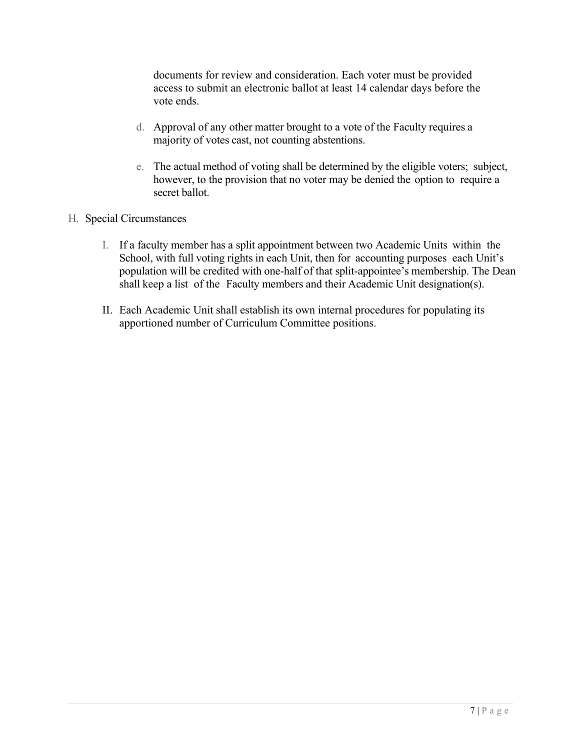documents for review and consideration. Each voter must be provided access to submit an electronic ballot at least 14 calendar days before the vote ends.

d. Approval of any other matter brought to a vote of the Faculty requires a majority of votes cast, not counting abstentions.

e. The actual method of voting shall be determined by the eligible voters; subject, however, to the provision that no voter may be denied the option to require a secret ballot.

H. Special Circumstances

I. If a faculty member has a split appointment between two Academic Units within the School, with full voting rights in each Unit, then for accounting purposes each Unit's population will be credited with one-half of that split-appointee's membership. The Dean shall keep a list of the Faculty members and their Academic Unit designation(s).

II. Each Academic Unit shall establish its own internal procedures for populating its apportioned number of Curriculum Committee positions.